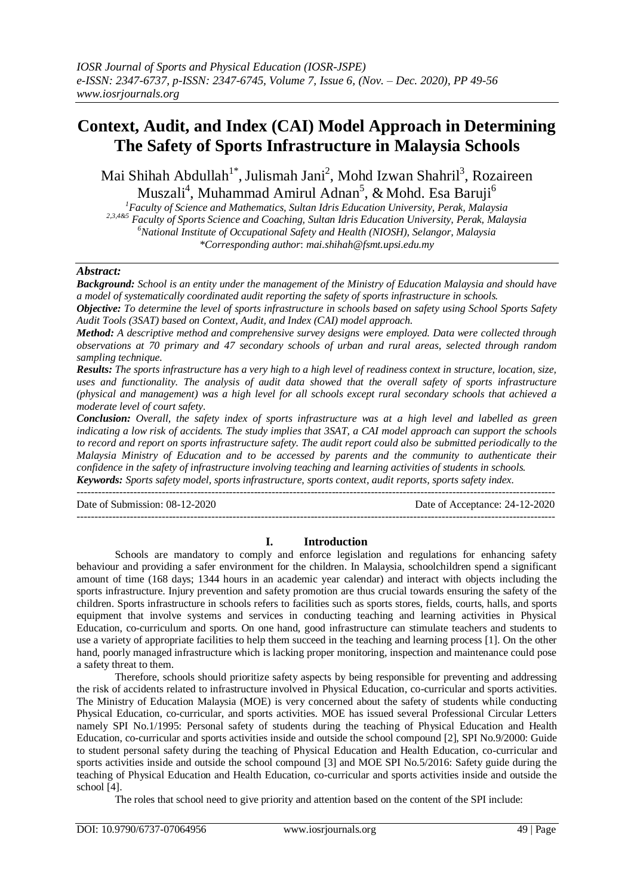# Context, Audit, and Index (CAI) Model Approach in Determining The Safety of Sports Infrastructure in Malaysia Schools

Mai Shihah Abdullah[1*], Julismah Jani[2], Mohd Izwan Shahril[3], Rozaireen Muszali[4], Muhammad Amirul Adnan[5], & Mohd. Esa Baruji[6]

[1]Faculty of Science and Mathematics, Sultan Idris Education University, Perak, Malaysia
[2,3,4&5] Faculty of Sports Science and Coaching, Sultan Idris Education University, Perak, Malaysia
[6]National Institute of Occupational Safety and Health (NIOSH), Selangor, Malaysia
*Corresponding author: mai.shihah@fsmt.upsi.edu.my

## Abstract:

***Background:*** *School is an entity under the management of the Ministry of Education Malaysia and should have a model of systematically coordinated audit reporting the safety of sports infrastructure in schools.*

***Objective:*** *To determine the level of sports infrastructure in schools based on safety using School Sports Safety Audit Tools (3SAT) based on Context, Audit, and Index (CAI) model approach.*

***Method:*** *A descriptive method and comprehensive survey designs were employed. Data were collected through observations at 70 primary and 47 secondary schools of urban and rural areas, selected through random sampling technique.*

***Results:*** *The sports infrastructure has a very high to a high level of readiness context in structure, location, size, uses and functionality. The analysis of audit data showed that the overall safety of sports infrastructure (physical and management) was a high level for all schools except rural secondary schools that achieved a moderate level of court safety.*

***Conclusion:*** *Overall, the safety index of sports infrastructure was at a high level and labelled as green indicating a low risk of accidents. The study implies that 3SAT, a CAI model approach can support the schools to record and report on sports infrastructure safety. The audit report could also be submitted periodically to the Malaysia Ministry of Education and to be accessed by parents and the community to authenticate their confidence in the safety of infrastructure involving teaching and learning activities of students in schools.*

***Keywords:*** *Sports safety model, sports infrastructure, sports context, audit reports, sports safety index.*

---

Date of Submission: 08-12-2020 | Date of Acceptance: 24-12-2020

---

## I. Introduction

Schools are mandatory to comply and enforce legislation and regulations for enhancing safety behaviour and providing a safer environment for the children. In Malaysia, schoolchildren spend a significant amount of time (168 days; 1344 hours in an academic year calendar) and interact with objects including the sports infrastructure. Injury prevention and safety promotion are thus crucial towards ensuring the safety of the children. Sports infrastructure in schools refers to facilities such as sports stores, fields, courts, halls, and sports equipment that involve systems and services in conducting teaching and learning activities in Physical Education, co-curriculum and sports. On one hand, good infrastructure can stimulate teachers and students to use a variety of appropriate facilities to help them succeed in the teaching and learning process [1]. On the other hand, poorly managed infrastructure which is lacking proper monitoring, inspection and maintenance could pose a safety threat to them.

Therefore, schools should prioritize safety aspects by being responsible for preventing and addressing the risk of accidents related to infrastructure involved in Physical Education, co-curricular and sports activities. The Ministry of Education Malaysia (MOE) is very concerned about the safety of students while conducting Physical Education, co-curricular, and sports activities. MOE has issued several Professional Circular Letters namely SPI No.1/1995: Personal safety of students during the teaching of Physical Education and Health Education, co-curricular and sports activities inside and outside the school compound [2], SPI No.9/2000: Guide to student personal safety during the teaching of Physical Education and Health Education, co-curricular and sports activities inside and outside the school compound [3] and MOE SPI No.5/2016: Safety guide during the teaching of Physical Education and Health Education, co-curricular and sports activities inside and outside the school [4].

The roles that school need to give priority and attention based on the content of the SPI include: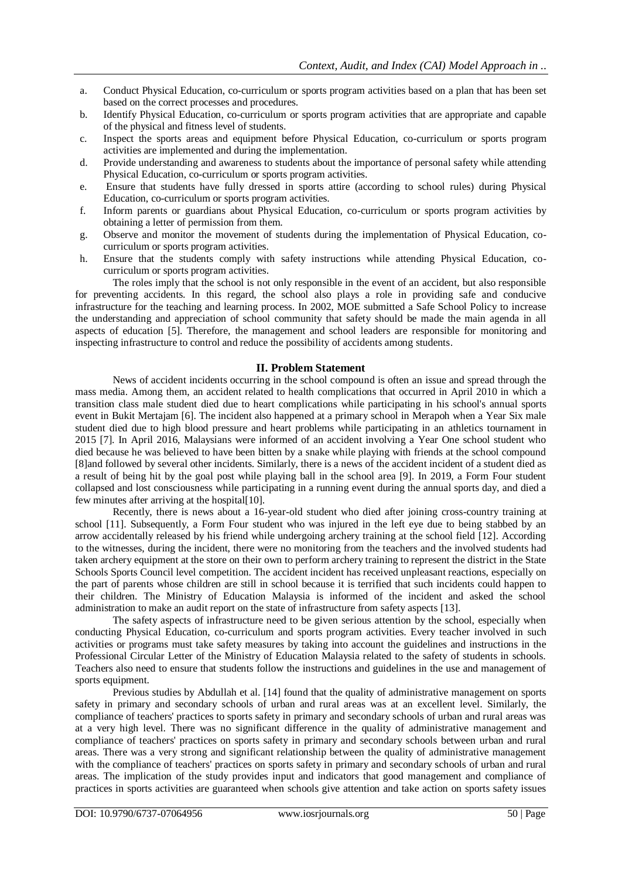a. Conduct Physical Education, co-curriculum or sports program activities based on a plan that has been set based on the correct processes and procedures.
b. Identify Physical Education, co-curriculum or sports program activities that are appropriate and capable of the physical and fitness level of students.
c. Inspect the sports areas and equipment before Physical Education, co-curriculum or sports program activities are implemented and during the implementation.
d. Provide understanding and awareness to students about the importance of personal safety while attending Physical Education, co-curriculum or sports program activities.
e. Ensure that students have fully dressed in sports attire (according to school rules) during Physical Education, co-curriculum or sports program activities.
f. Inform parents or guardians about Physical Education, co-curriculum or sports program activities by obtaining a letter of permission from them.
g. Observe and monitor the movement of students during the implementation of Physical Education, co-curriculum or sports program activities.
h. Ensure that the students comply with safety instructions while attending Physical Education, co-curriculum or sports program activities.

The roles imply that the school is not only responsible in the event of an accident, but also responsible for preventing accidents. In this regard, the school also plays a role in providing safe and conducive infrastructure for the teaching and learning process. In 2002, MOE submitted a Safe School Policy to increase the understanding and appreciation of school community that safety should be made the main agenda in all aspects of education [5]. Therefore, the management and school leaders are responsible for monitoring and inspecting infrastructure to control and reduce the possibility of accidents among students.

## II. Problem Statement

News of accident incidents occurring in the school compound is often an issue and spread through the mass media. Among them, an accident related to health complications that occurred in April 2010 in which a transition class male student died due to heart complications while participating in his school's annual sports event in Bukit Mertajam [6]. The incident also happened at a primary school in Merapoh when a Year Six male student died due to high blood pressure and heart problems while participating in an athletics tournament in 2015 [7]. In April 2016, Malaysians were informed of an accident involving a Year One school student who died because he was believed to have been bitten by a snake while playing with friends at the school compound [8]and followed by several other incidents. Similarly, there is a news of the accident incident of a student died as a result of being hit by the goal post while playing ball in the school area [9]. In 2019, a Form Four student collapsed and lost consciousness while participating in a running event during the annual sports day, and died a few minutes after arriving at the hospital[10].

Recently, there is news about a 16-year-old student who died after joining cross-country training at school [11]. Subsequently, a Form Four student who was injured in the left eye due to being stabbed by an arrow accidentally released by his friend while undergoing archery training at the school field [12]. According to the witnesses, during the incident, there were no monitoring from the teachers and the involved students had taken archery equipment at the store on their own to perform archery training to represent the district in the State Schools Sports Council level competition. The accident incident has received unpleasant reactions, especially on the part of parents whose children are still in school because it is terrified that such incidents could happen to their children. The Ministry of Education Malaysia is informed of the incident and asked the school administration to make an audit report on the state of infrastructure from safety aspects [13].

The safety aspects of infrastructure need to be given serious attention by the school, especially when conducting Physical Education, co-curriculum and sports program activities. Every teacher involved in such activities or programs must take safety measures by taking into account the guidelines and instructions in the Professional Circular Letter of the Ministry of Education Malaysia related to the safety of students in schools. Teachers also need to ensure that students follow the instructions and guidelines in the use and management of sports equipment.

Previous studies by Abdullah et al. [14] found that the quality of administrative management on sports safety in primary and secondary schools of urban and rural areas was at an excellent level. Similarly, the compliance of teachers' practices to sports safety in primary and secondary schools of urban and rural areas was at a very high level. There was no significant difference in the quality of administrative management and compliance of teachers' practices on sports safety in primary and secondary schools between urban and rural areas. There was a very strong and significant relationship between the quality of administrative management with the compliance of teachers' practices on sports safety in primary and secondary schools of urban and rural areas. The implication of the study provides input and indicators that good management and compliance of practices in sports activities are guaranteed when schools give attention and take action on sports safety issues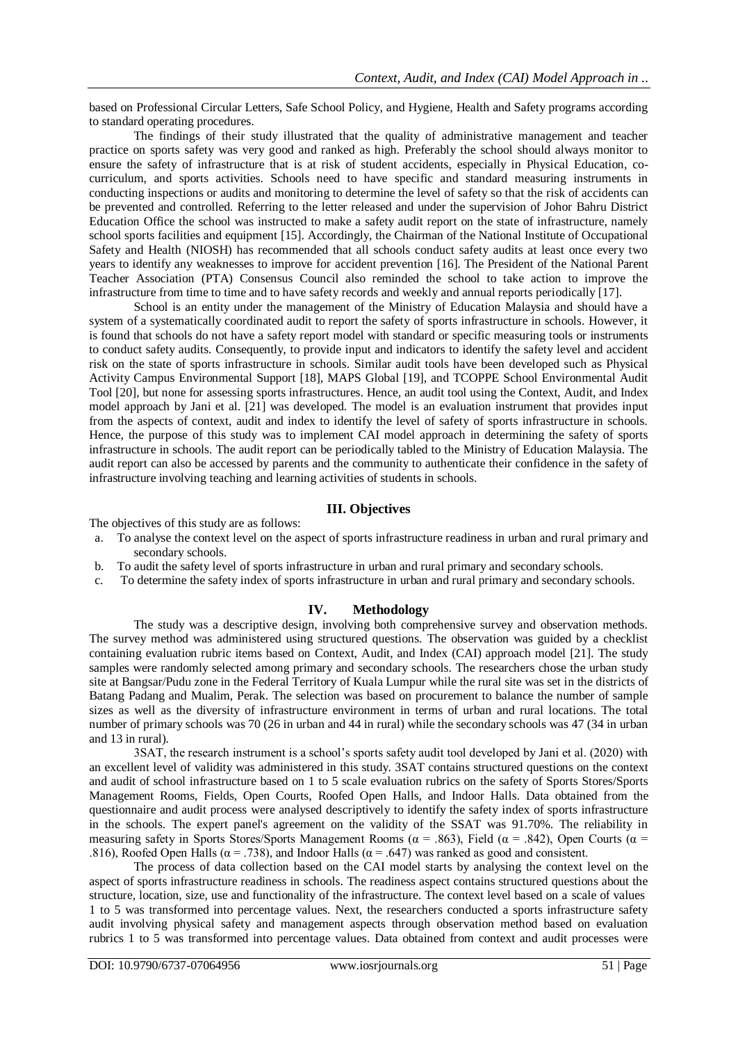based on Professional Circular Letters, Safe School Policy, and Hygiene, Health and Safety programs according to standard operating procedures.

The findings of their study illustrated that the quality of administrative management and teacher practice on sports safety was very good and ranked as high. Preferably the school should always monitor to ensure the safety of infrastructure that is at risk of student accidents, especially in Physical Education, co-curriculum, and sports activities. Schools need to have specific and standard measuring instruments in conducting inspections or audits and monitoring to determine the level of safety so that the risk of accidents can be prevented and controlled. Referring to the letter released and under the supervision of Johor Bahru District Education Office the school was instructed to make a safety audit report on the state of infrastructure, namely school sports facilities and equipment [15]. Accordingly, the Chairman of the National Institute of Occupational Safety and Health (NIOSH) has recommended that all schools conduct safety audits at least once every two years to identify any weaknesses to improve for accident prevention [16]. The President of the National Parent Teacher Association (PTA) Consensus Council also reminded the school to take action to improve the infrastructure from time to time and to have safety records and weekly and annual reports periodically [17].

School is an entity under the management of the Ministry of Education Malaysia and should have a system of a systematically coordinated audit to report the safety of sports infrastructure in schools. However, it is found that schools do not have a safety report model with standard or specific measuring tools or instruments to conduct safety audits. Consequently, to provide input and indicators to identify the safety level and accident risk on the state of sports infrastructure in schools. Similar audit tools have been developed such as Physical Activity Campus Environmental Support [18], MAPS Global [19], and TCOPPE School Environmental Audit Tool [20], but none for assessing sports infrastructures. Hence, an audit tool using the Context, Audit, and Index model approach by Jani et al. [21] was developed. The model is an evaluation instrument that provides input from the aspects of context, audit and index to identify the level of safety of sports infrastructure in schools. Hence, the purpose of this study was to implement CAI model approach in determining the safety of sports infrastructure in schools. The audit report can be periodically tabled to the Ministry of Education Malaysia. The audit report can also be accessed by parents and the community to authenticate their confidence in the safety of infrastructure involving teaching and learning activities of students in schools.

## III. Objectives

The objectives of this study are as follows:

a. To analyse the context level on the aspect of sports infrastructure readiness in urban and rural primary and secondary schools.
b. To audit the safety level of sports infrastructure in urban and rural primary and secondary schools.
c. To determine the safety index of sports infrastructure in urban and rural primary and secondary schools.

## IV. Methodology

The study was a descriptive design, involving both comprehensive survey and observation methods. The survey method was administered using structured questions. The observation was guided by a checklist containing evaluation rubric items based on Context, Audit, and Index (CAI) approach model [21]. The study samples were randomly selected among primary and secondary schools. The researchers chose the urban study site at Bangsar/Pudu zone in the Federal Territory of Kuala Lumpur while the rural site was set in the districts of Batang Padang and Mualim, Perak. The selection was based on procurement to balance the number of sample sizes as well as the diversity of infrastructure environment in terms of urban and rural locations. The total number of primary schools was 70 (26 in urban and 44 in rural) while the secondary schools was 47 (34 in urban and 13 in rural).

3SAT, the research instrument is a school's sports safety audit tool developed by Jani et al. (2020) with an excellent level of validity was administered in this study. 3SAT contains structured questions on the context and audit of school infrastructure based on 1 to 5 scale evaluation rubrics on the safety of Sports Stores/Sports Management Rooms, Fields, Open Courts, Roofed Open Halls, and Indoor Halls. Data obtained from the questionnaire and audit process were analysed descriptively to identify the safety index of sports infrastructure in the schools. The expert panel's agreement on the validity of the SSAT was 91.70%. The reliability in measuring safety in Sports Stores/Sports Management Rooms ($\alpha$ = .863), Field ($\alpha$ = .842), Open Courts ($\alpha$ = .816), Roofed Open Halls ($\alpha$ = .738), and Indoor Halls ($\alpha$ = .647) was ranked as good and consistent.

The process of data collection based on the CAI model starts by analysing the context level on the aspect of sports infrastructure readiness in schools. The readiness aspect contains structured questions about the structure, location, size, use and functionality of the infrastructure. The context level based on a scale of values 1 to 5 was transformed into percentage values. Next, the researchers conducted a sports infrastructure safety audit involving physical safety and management aspects through observation method based on evaluation rubrics 1 to 5 was transformed into percentage values. Data obtained from context and audit processes were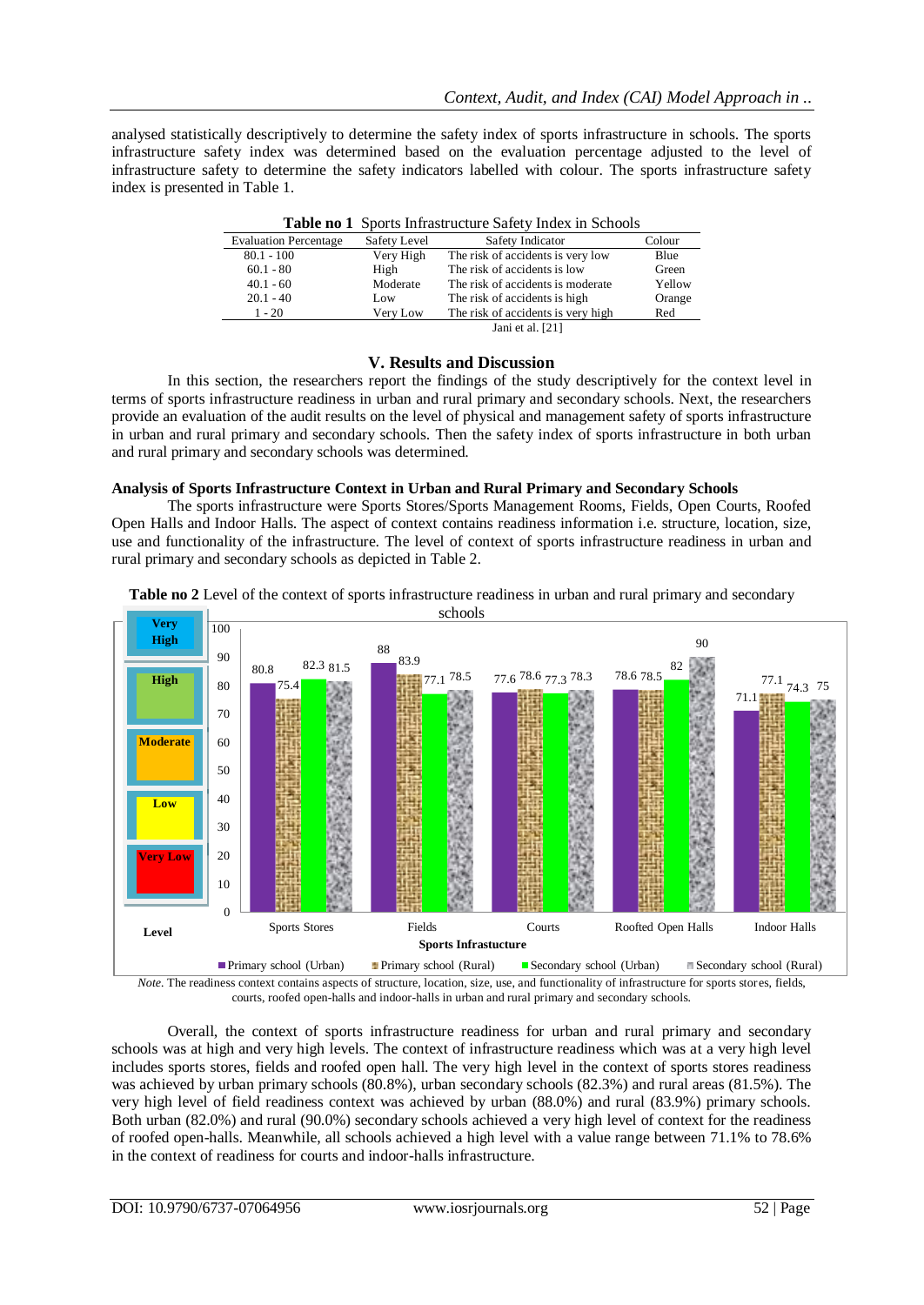analysed statistically descriptively to determine the safety index of sports infrastructure in schools. The sports infrastructure safety index was determined based on the evaluation percentage adjusted to the level of infrastructure safety to determine the safety indicators labelled with colour. The sports infrastructure safety index is presented in Table 1.

**Table no 1** Sports Infrastructure Safety Index in Schools

| Evaluation Percentage | Safety Level | Safety Indicator | Colour |
|---|---|---|---|
| 80.1 - 100 | Very High | The risk of accidents is very low | Blue |
| 60.1 - 80 | High | The risk of accidents is low | Green |
| 40.1 - 60 | Moderate | The risk of accidents is moderate | Yellow |
| 20.1 - 40 | Low | The risk of accidents is high | Orange |
| 1 - 20 | Very Low | The risk of accidents is very high | Red |

Jani et al. [21]

## V. Results and Discussion

In this section, the researchers report the findings of the study descriptively for the context level in terms of sports infrastructure readiness in urban and rural primary and secondary schools. Next, the researchers provide an evaluation of the audit results on the level of physical and management safety of sports infrastructure in urban and rural primary and secondary schools. Then the safety index of sports infrastructure in both urban and rural primary and secondary schools was determined.

### Analysis of Sports Infrastructure Context in Urban and Rural Primary and Secondary Schools

The sports infrastructure were Sports Stores/Sports Management Rooms, Fields, Open Courts, Roofed Open Halls and Indoor Halls. The aspect of context contains readiness information i.e. structure, location, size, use and functionality of the infrastructure. The level of context of sports infrastructure readiness in urban and rural primary and secondary schools as depicted in Table 2.

**Table no 2** Level of the context of sports infrastructure readiness in urban and rural primary and secondary schools

| Sports Infrastructure | Primary school (Urban) | Primary school (Rural) | Secondary school (Urban) | Secondary school (Rural) |
|---|---|---|---|---|
| Sports Stores | 80.8 | 75.4 | 82.3 | 81.5 |
| Fields | 88 | 83.9 | 77.1 | 78.5 |
| Courts | 77.6 | 78.6 | 77.3 | 78.3 |
| Roofted Open Halls | 78.6 | 78.5 | 82 | 90 |
| Indoor Halls | 71.1 | 77.1 | 74.3 | 75 |

Level: Very High, High, Moderate, Low, Very Low

*Note.* The readiness context contains aspects of structure, location, size, use, and functionality of infrastructure for sports stores, fields, courts, roofed open-halls and indoor-halls in urban and rural primary and secondary schools.

Overall, the context of sports infrastructure readiness for urban and rural primary and secondary schools was at high and very high levels. The context of infrastructure readiness which was at a very high level includes sports stores, fields and roofed open hall. The very high level in the context of sports stores readiness was achieved by urban primary schools (80.8%), urban secondary schools (82.3%) and rural areas (81.5%). The very high level of field readiness context was achieved by urban (88.0%) and rural (83.9%) primary schools. Both urban (82.0%) and rural (90.0%) secondary schools achieved a very high level of context for the readiness of roofed open-halls. Meanwhile, all schools achieved a high level with a value range between 71.1% to 78.6% in the context of readiness for courts and indoor-halls infrastructure.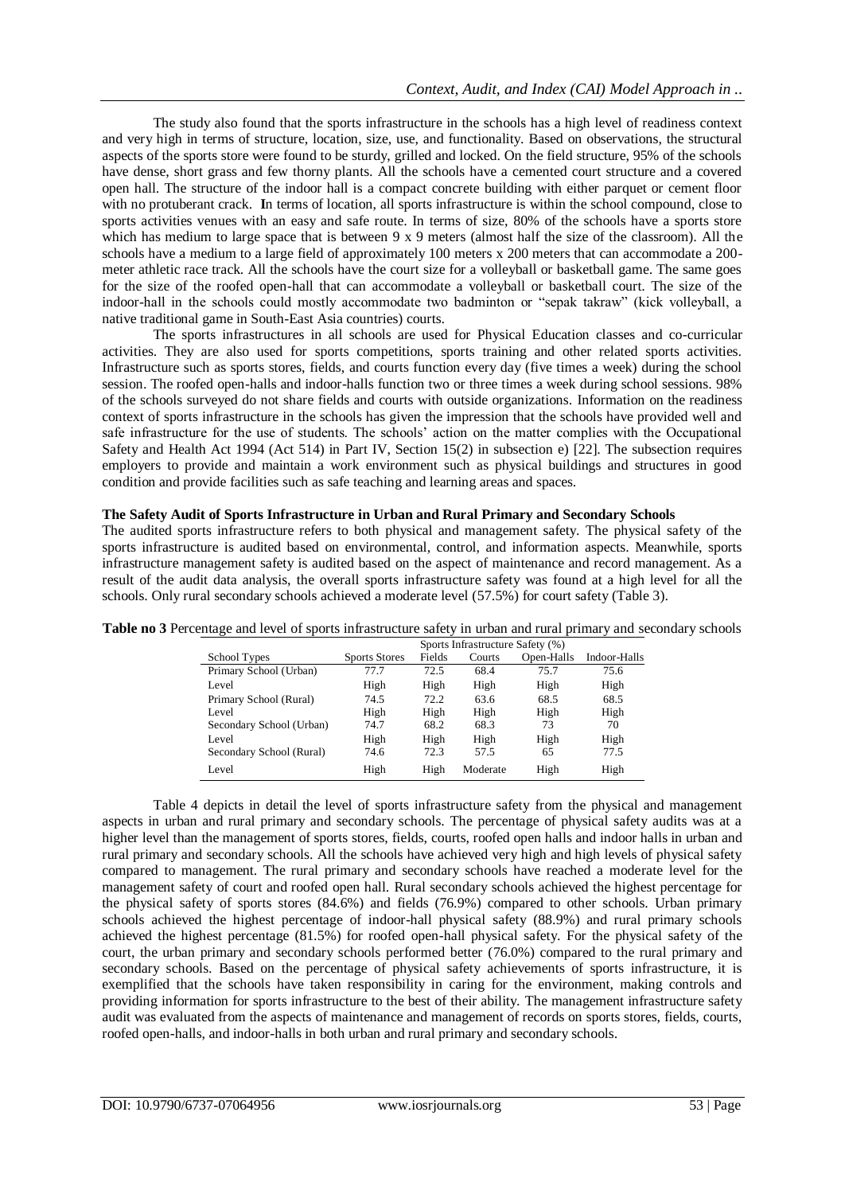The study also found that the sports infrastructure in the schools has a high level of readiness context and very high in terms of structure, location, size, use, and functionality. Based on observations, the structural aspects of the sports store were found to be sturdy, grilled and locked. On the field structure, 95% of the schools have dense, short grass and few thorny plants. All the schools have a cemented court structure and a covered open hall. The structure of the indoor hall is a compact concrete building with either parquet or cement floor with no protuberant crack. In terms of location, all sports infrastructure is within the school compound, close to sports activities venues with an easy and safe route. In terms of size, 80% of the schools have a sports store which has medium to large space that is between 9 x 9 meters (almost half the size of the classroom). All the schools have a medium to a large field of approximately 100 meters x 200 meters that can accommodate a 200-meter athletic race track. All the schools have the court size for a volleyball or basketball game. The same goes for the size of the roofed open-hall that can accommodate a volleyball or basketball court. The size of the indoor-hall in the schools could mostly accommodate two badminton or "sepak takraw" (kick volleyball, a native traditional game in South-East Asia countries) courts.

The sports infrastructures in all schools are used for Physical Education classes and co-curricular activities. They are also used for sports competitions, sports training and other related sports activities. Infrastructure such as sports stores, fields, and courts function every day (five times a week) during the school session. The roofed open-halls and indoor-halls function two or three times a week during school sessions. 98% of the schools surveyed do not share fields and courts with outside organizations. Information on the readiness context of sports infrastructure in the schools has given the impression that the schools have provided well and safe infrastructure for the use of students. The schools' action on the matter complies with the Occupational Safety and Health Act 1994 (Act 514) in Part IV, Section 15(2) in subsection e) [22]. The subsection requires employers to provide and maintain a work environment such as physical buildings and structures in good condition and provide facilities such as safe teaching and learning areas and spaces.

**The Safety Audit of Sports Infrastructure in Urban and Rural Primary and Secondary Schools**

The audited sports infrastructure refers to both physical and management safety. The physical safety of the sports infrastructure is audited based on environmental, control, and information aspects. Meanwhile, sports infrastructure management safety is audited based on the aspect of maintenance and record management. As a result of the audit data analysis, the overall sports infrastructure safety was found at a high level for all the schools. Only rural secondary schools achieved a moderate level (57.5%) for court safety (Table 3).

**Table no 3** Percentage and level of sports infrastructure safety in urban and rural primary and secondary schools

| | Sports Infrastructure Safety (%) | | | | |
|---|---|---|---|---|---|
| School Types | Sports Stores | Fields | Courts | Open-Halls | Indoor-Halls |
| Primary School (Urban) | 77.7 | 72.5 | 68.4 | 75.7 | 75.6 |
| Level | High | High | High | High | High |
| Primary School (Rural) | 74.5 | 72.2 | 63.6 | 68.5 | 68.5 |
| Level | High | High | High | High | High |
| Secondary School (Urban) | 74.7 | 68.2 | 68.3 | 73 | 70 |
| Level | High | High | High | High | High |
| Secondary School (Rural) | 74.6 | 72.3 | 57.5 | 65 | 77.5 |
| Level | High | High | Moderate | High | High |

Table 4 depicts in detail the level of sports infrastructure safety from the physical and management aspects in urban and rural primary and secondary schools. The percentage of physical safety audits was at a higher level than the management of sports stores, fields, courts, roofed open halls and indoor halls in urban and rural primary and secondary schools. All the schools have achieved very high and high levels of physical safety compared to management. The rural primary and secondary schools have reached a moderate level for the management safety of court and roofed open hall. Rural secondary schools achieved the highest percentage for the physical safety of sports stores (84.6%) and fields (76.9%) compared to other schools. Urban primary schools achieved the highest percentage of indoor-hall physical safety (88.9%) and rural primary schools achieved the highest percentage (81.5%) for roofed open-hall physical safety. For the physical safety of the court, the urban primary and secondary schools performed better (76.0%) compared to the rural primary and secondary schools. Based on the percentage of physical safety achievements of sports infrastructure, it is exemplified that the schools have taken responsibility in caring for the environment, making controls and providing information for sports infrastructure to the best of their ability. The management infrastructure safety audit was evaluated from the aspects of maintenance and management of records on sports stores, fields, courts, roofed open-halls, and indoor-halls in both urban and rural primary and secondary schools.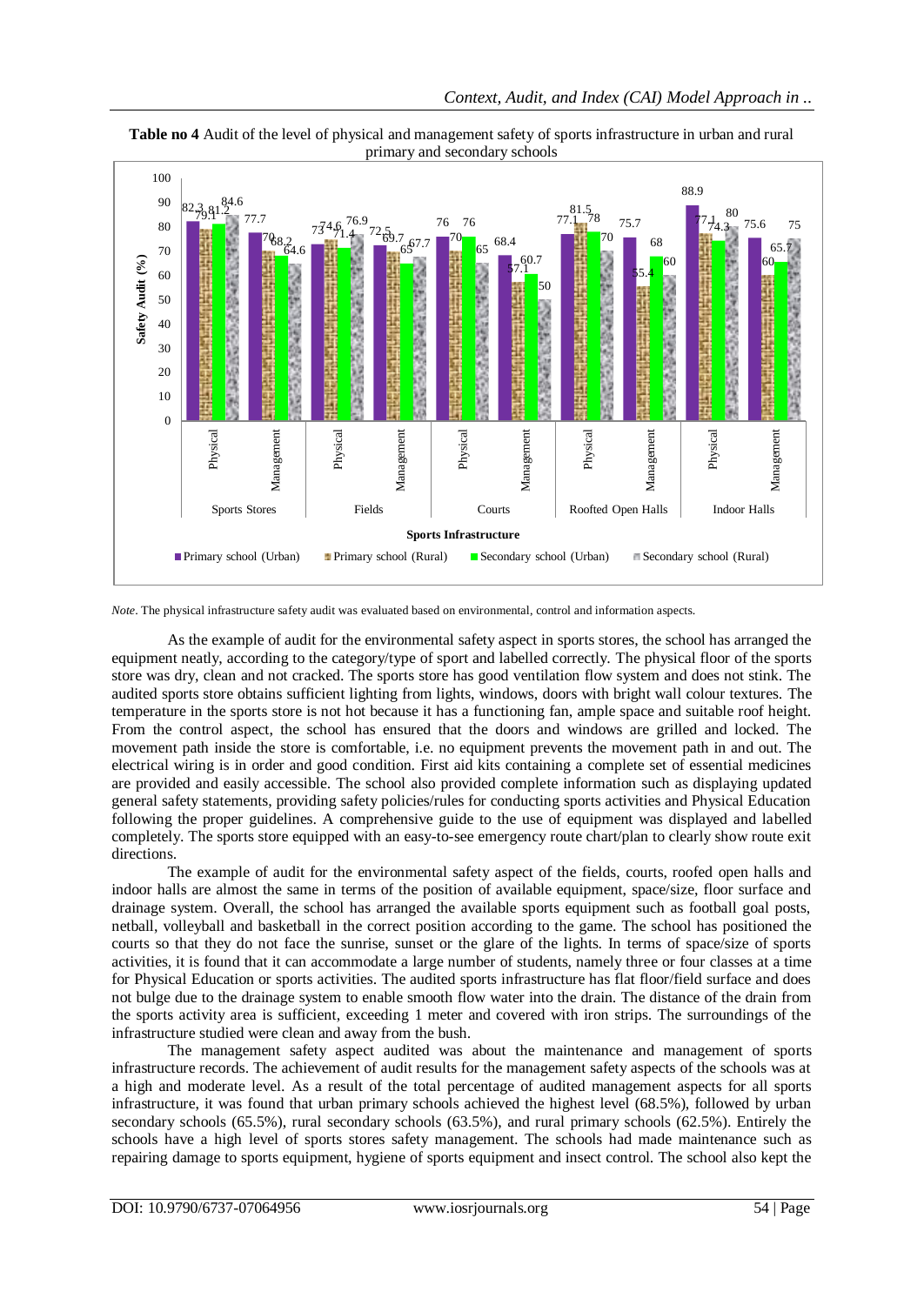**Table no 4** Audit of the level of physical and management safety of sports infrastructure in urban and rural primary and secondary schools

Safety Audit (%)

| Sports Infrastructure | Aspect | Primary school (Urban) | Primary school (Rural) | Secondary school (Urban) | Secondary school (Rural) |
|---|---|---|---|---|---|
| Sports Stores | Physical | 82.3 | 79.1 | 81.2 | 84.6 |
| | Management | 77.7 | 70 | 68.2 | 64.6 |
| Fields | Physical | 73 | 74.6 | 71.4 | 76.9 |
| | Management | 72.5 | 69.7 | 65 | 67.7 |
| Courts | Physical | 76 | 70 | 76 | 65 |
| | Management | 68.4 | 57.1 | 60.7 | 50 |
| Roofted Open Halls | Physical | 77.1 | 81.5 | 78 | 70 |
| | Management | 75.7 | 55.4 | 68 | 60 |
| Indoor Halls | Physical | 88.9 | 77.1 | 74.3 | 80 |
| | Management | 75.6 | 60 | 65.7 | 75 |

*Note*. The physical infrastructure safety audit was evaluated based on environmental, control and information aspects.

As the example of audit for the environmental safety aspect in sports stores, the school has arranged the equipment neatly, according to the category/type of sport and labelled correctly. The physical floor of the sports store was dry, clean and not cracked. The sports store has good ventilation flow system and does not stink. The audited sports store obtains sufficient lighting from lights, windows, doors with bright wall colour textures. The temperature in the sports store is not hot because it has a functioning fan, ample space and suitable roof height. From the control aspect, the school has ensured that the doors and windows are grilled and locked. The movement path inside the store is comfortable, i.e. no equipment prevents the movement path in and out. The electrical wiring is in order and good condition. First aid kits containing a complete set of essential medicines are provided and easily accessible. The school also provided complete information such as displaying updated general safety statements, providing safety policies/rules for conducting sports activities and Physical Education following the proper guidelines. A comprehensive guide to the use of equipment was displayed and labelled completely. The sports store equipped with an easy-to-see emergency route chart/plan to clearly show route exit directions.

The example of audit for the environmental safety aspect of the fields, courts, roofed open halls and indoor halls are almost the same in terms of the position of available equipment, space/size, floor surface and drainage system. Overall, the school has arranged the available sports equipment such as football goal posts, netball, volleyball and basketball in the correct position according to the game. The school has positioned the courts so that they do not face the sunrise, sunset or the glare of the lights. In terms of space/size of sports activities, it is found that it can accommodate a large number of students, namely three or four classes at a time for Physical Education or sports activities. The audited sports infrastructure has flat floor/field surface and does not bulge due to the drainage system to enable smooth flow water into the drain. The distance of the drain from the sports activity area is sufficient, exceeding 1 meter and covered with iron strips. The surroundings of the infrastructure studied were clean and away from the bush.

The management safety aspect audited was about the maintenance and management of sports infrastructure records. The achievement of audit results for the management safety aspects of the schools was at a high and moderate level. As a result of the total percentage of audited management aspects for all sports infrastructure, it was found that urban primary schools achieved the highest level (68.5%), followed by urban secondary schools (65.5%), rural secondary schools (63.5%), and rural primary schools (62.5%). Entirely the schools have a high level of sports stores safety management. The schools had made maintenance such as repairing damage to sports equipment, hygiene of sports equipment and insect control. The school also kept the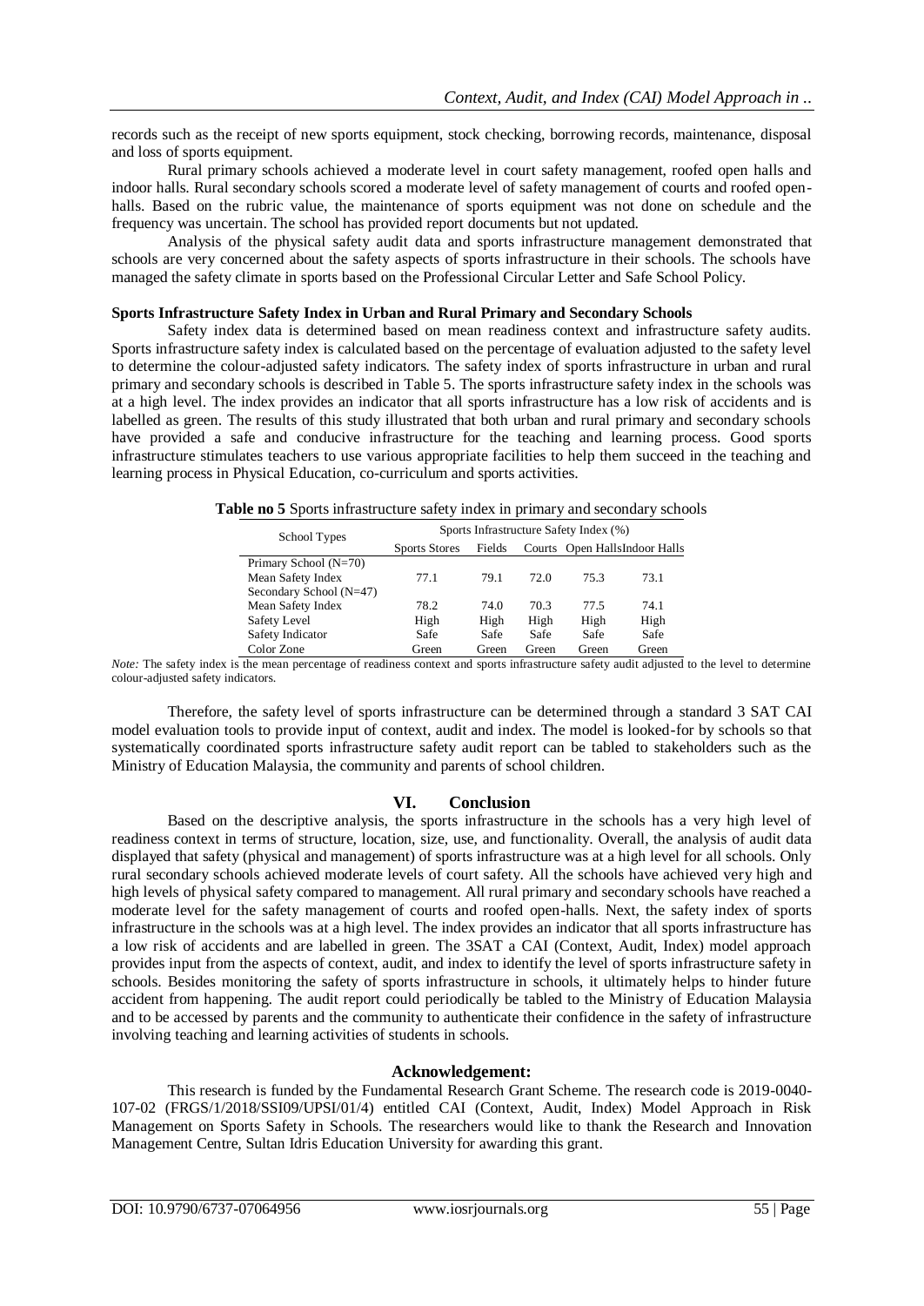records such as the receipt of new sports equipment, stock checking, borrowing records, maintenance, disposal and loss of sports equipment.

Rural primary schools achieved a moderate level in court safety management, roofed open halls and indoor halls. Rural secondary schools scored a moderate level of safety management of courts and roofed open-halls. Based on the rubric value, the maintenance of sports equipment was not done on schedule and the frequency was uncertain. The school has provided report documents but not updated.

Analysis of the physical safety audit data and sports infrastructure management demonstrated that schools are very concerned about the safety aspects of sports infrastructure in their schools. The schools have managed the safety climate in sports based on the Professional Circular Letter and Safe School Policy.

**Sports Infrastructure Safety Index in Urban and Rural Primary and Secondary Schools**

Safety index data is determined based on mean readiness context and infrastructure safety audits. Sports infrastructure safety index is calculated based on the percentage of evaluation adjusted to the safety level to determine the colour-adjusted safety indicators. The safety index of sports infrastructure in urban and rural primary and secondary schools is described in Table 5. The sports infrastructure safety index in the schools was at a high level. The index provides an indicator that all sports infrastructure has a low risk of accidents and is labelled as green. The results of this study illustrated that both urban and rural primary and secondary schools have provided a safe and conducive infrastructure for the teaching and learning process. Good sports infrastructure stimulates teachers to use various appropriate facilities to help them succeed in the teaching and learning process in Physical Education, co-curriculum and sports activities.

**Table no 5** Sports infrastructure safety index in primary and secondary schools

| School Types | Sports Infrastructure Safety Index (%) | | | | |
|---|---|---|---|---|---|
| | Sports Stores | Fields | Courts | Open Halls | Indoor Halls |
| Primary School (N=70) | | | | | |
| Mean Safety Index | 77.1 | 79.1 | 72.0 | 75.3 | 73.1 |
| Secondary School (N=47) | | | | | |
| Mean Safety Index | 78.2 | 74.0 | 70.3 | 77.5 | 74.1 |
| Safety Level | High | High | High | High | High |
| Safety Indicator | Safe | Safe | Safe | Safe | Safe |
| Color Zone | Green | Green | Green | Green | Green |

*Note:* The safety index is the mean percentage of readiness context and sports infrastructure safety audit adjusted to the level to determine colour-adjusted safety indicators.

Therefore, the safety level of sports infrastructure can be determined through a standard 3 SAT CAI model evaluation tools to provide input of context, audit and index. The model is looked-for by schools so that systematically coordinated sports infrastructure safety audit report can be tabled to stakeholders such as the Ministry of Education Malaysia, the community and parents of school children.

## VI. Conclusion

Based on the descriptive analysis, the sports infrastructure in the schools has a very high level of readiness context in terms of structure, location, size, use, and functionality. Overall, the analysis of audit data displayed that safety (physical and management) of sports infrastructure was at a high level for all schools. Only rural secondary schools achieved moderate levels of court safety. All the schools have achieved very high and high levels of physical safety compared to management. All rural primary and secondary schools have reached a moderate level for the safety management of courts and roofed open-halls. Next, the safety index of sports infrastructure in the schools was at a high level. The index provides an indicator that all sports infrastructure has a low risk of accidents and are labelled in green. The 3SAT a CAI (Context, Audit, Index) model approach provides input from the aspects of context, audit, and index to identify the level of sports infrastructure safety in schools. Besides monitoring the safety of sports infrastructure in schools, it ultimately helps to hinder future accident from happening. The audit report could periodically be tabled to the Ministry of Education Malaysia and to be accessed by parents and the community to authenticate their confidence in the safety of infrastructure involving teaching and learning activities of students in schools.

## Acknowledgement:

This research is funded by the Fundamental Research Grant Scheme. The research code is 2019-0040-107-02 (FRGS/1/2018/SSI09/UPSI/01/4) entitled CAI (Context, Audit, Index) Model Approach in Risk Management on Sports Safety in Schools. The researchers would like to thank the Research and Innovation Management Centre, Sultan Idris Education University for awarding this grant.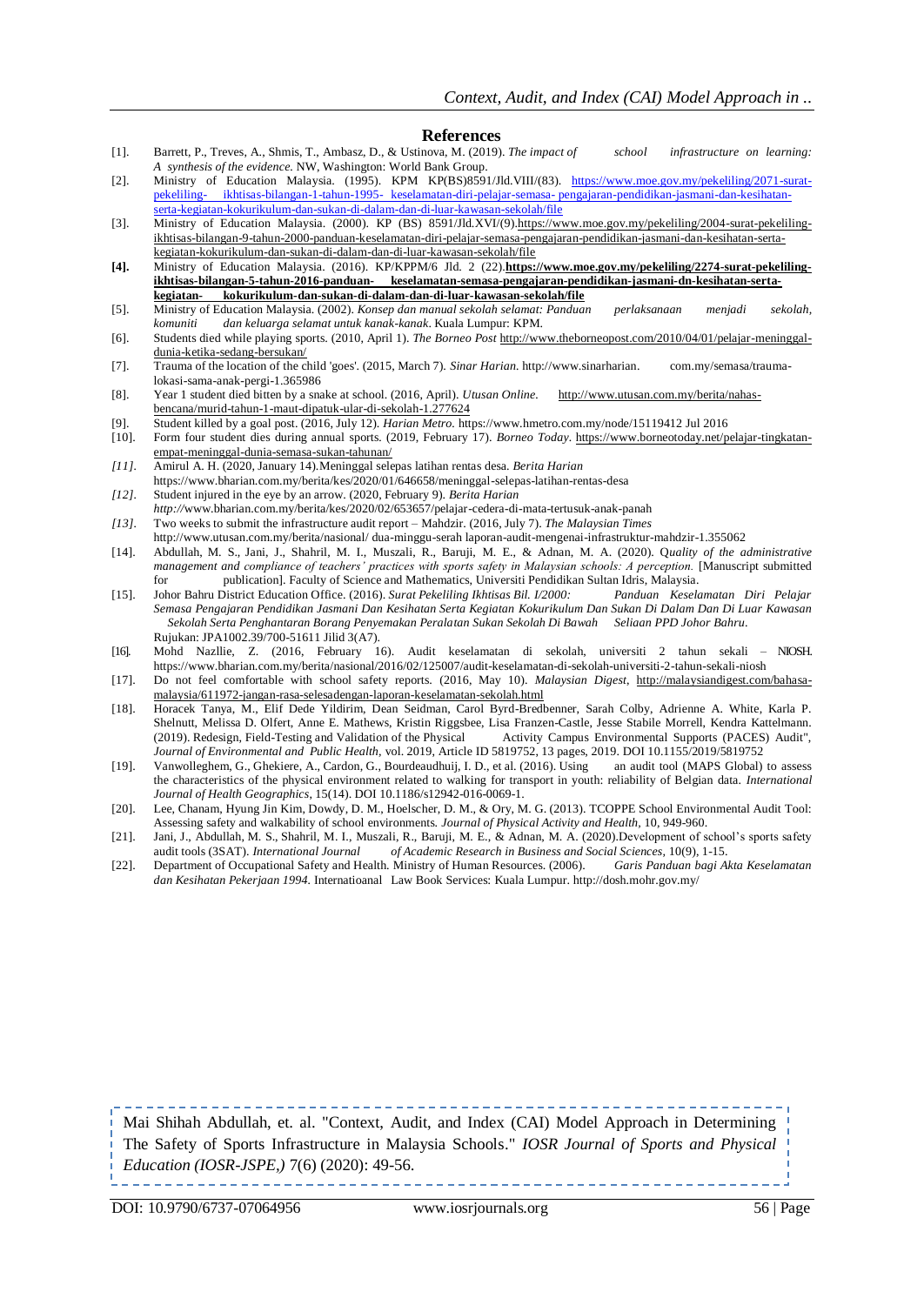## References

[1]. Barrett, P., Treves, A., Shmis, T., Ambasz, D., & Ustinova, M. (2019). *The impact of school infrastructure on learning: A synthesis of the evidence.* NW, Washington: World Bank Group.

[2]. Ministry of Education Malaysia. (1995). KPM KP(BS)8591/Jld.VIII/(83). https://www.moe.gov.my/pekeliling/2071-surat-pekeliling- ikhtisas-bilangan-1-tahun-1995- keselamatan-diri-pelajar-semasa- pengajaran-pendidikan-jasmani-dan-kesihatan-serta-kegiatan-kokurikulum-dan-sukan-di-dalam-dan-di-luar-kawasan-sekolah/file

[3]. Ministry of Education Malaysia. (2000). KP (BS) 8591/Jld.XVI/(9).https://www.moe.gov.my/pekeliling/2004-surat-pekeliling-ikhtisas-bilangan-9-tahun-2000-panduan-keselamatan-diri-pelajar-semasa-pengajaran-pendidikan-jasmani-dan-kesihatan-serta-kegiatan-kokurikulum-dan-sukan-di-dalam-dan-di-luar-kawasan-sekolah/file

**[4].** Ministry of Education Malaysia. (2016). KP/KPPM/6 Jld. 2 (22).**https://www.moe.gov.my/pekeliling/2274-surat-pekeliling-ikhtisas-bilangan-5-tahun-2016-panduan- keselamatan-semasa-pengajaran-pendidikan-jasmani-dn-kesihatan-serta-kegiatan- kokurikulum-dan-sukan-di-dalam-dan-di-luar-kawasan-sekolah/file**

[5]. Ministry of Education Malaysia. (2002). *Konsep dan manual sekolah selamat: Panduan perlaksanaan menjadi sekolah, komuniti dan keluarga selamat untuk kanak-kanak.* Kuala Lumpur: KPM.

[6]. Students died while playing sports. (2010, April 1). *The Borneo Post* http://www.theborneopost.com/2010/04/01/pelajar-meninggal-dunia-ketika-sedang-bersukan/

[7]. Trauma of the location of the child 'goes'. (2015, March 7). *Sinar Harian.* http://www.sinarharian. com.my/semasa/trauma-lokasi-sama-anak-pergi-1.365986

[8]. Year 1 student died bitten by a snake at school. (2016, April). *Utusan Online.* http://www.utusan.com.my/berita/nahas-bencana/murid-tahun-1-maut-dipatuk-ular-di-sekolah-1.277624

[9]. Student killed by a goal post. (2016, July 12). *Harian Metro.* https://www.hmetro.com.my/node/15119412 Jul 2016

[10]. Form four student dies during annual sports. (2019, February 17). *Borneo Today.* https://www.borneotoday.net/pelajar-tingkatan-empat-meninggal-dunia-semasa-sukan-tahunan/

*[11].* Amirul A. H. (2020, January 14).Meninggal selepas latihan rentas desa. *Berita Harian* https://www.bharian.com.my/berita/kes/2020/01/646658/meninggal-selepas-latihan-rentas-desa

*[12].* Student injured in the eye by an arrow. (2020, February 9). *Berita Harian* *http://*www.bharian.com.my/berita/kes/2020/02/653657/pelajar-cedera-di-mata-tertusuk-anak-panah

*[13].* Two weeks to submit the infrastructure audit report – Mahdzir. (2016, July 7). *The Malaysian Times* http://www.utusan.com.my/berita/nasional/ dua-minggu-serah laporan-audit-mengenai-infrastruktur-mahdzir-1.355062

[14]. Abdullah, M. S., Jani, J., Shahril, M. I., Muszali, R., Baruji, M. E., & Adnan, M. A. (2020). Q*uality of the administrative management and compliance of teachers' practices with sports safety in Malaysian schools: A perception.* [Manuscript submitted for publication]. Faculty of Science and Mathematics, Universiti Pendidikan Sultan Idris, Malaysia.

[15]. Johor Bahru District Education Office. (2016). *Surat Pekeliling Ikhtisas Bil. I/2000: Panduan Keselamatan Diri Pelajar Semasa Pengajaran Pendidikan Jasmani Dan Kesihatan Serta Kegiatan Kokurikulum Dan Sukan Di Dalam Dan Di Luar Kawasan Sekolah Serta Penghantaran Borang Penyemakan Peralatan Sukan Sekolah Di Bawah Seliaan PPD Johor Bahru*. Rujukan: JPA1002.39/700-51611 Jilid 3(A7).

[16]. Mohd Nazllie, Z. (2016, February 16). Audit keselamatan di sekolah, universiti 2 tahun sekali – NIOSH. https://www.bharian.com.my/berita/nasional/2016/02/125007/audit-keselamatan-di-sekolah-universiti-2-tahun-sekali-niosh

[17]. Do not feel comfortable with school safety reports. (2016, May 10). *Malaysian Digest*, http://malaysiandigest.com/bahasa-malaysia/611972-jangan-rasa-selesadengan-laporan-keselamatan-sekolah.html

[18]. Horacek Tanya, M., Elif Dede Yildirim, Dean Seidman, Carol Byrd-Bredbenner, Sarah Colby, Adrienne A. White, Karla P. Shelnutt, Melissa D. Olfert, Anne E. Mathews, Kristin Riggsbee, Lisa Franzen-Castle, Jesse Stabile Morrell, Kendra Kattelmann. (2019). Redesign, Field-Testing and Validation of the Physical Activity Campus Environmental Supports (PACES) Audit", *Journal of Environmental and Public Health*, vol. 2019, Article ID 5819752, 13 pages, 2019. DOI 10.1155/2019/5819752

[19]. Vanwolleghem, G., Ghekiere, A., Cardon, G., Bourdeaudhuij, I. D., et al. (2016). Using an audit tool (MAPS Global) to assess the characteristics of the physical environment related to walking for transport in youth: reliability of Belgian data. *International Journal of Health Geographics*, 15(14). DOI 10.1186/s12942-016-0069-1.

[20]. Lee, Chanam, Hyung Jin Kim, Dowdy, D. M., Hoelscher, D. M., & Ory, M. G. (2013). TCOPPE School Environmental Audit Tool: Assessing safety and walkability of school environments. *Journal of Physical Activity and Health*, 10, 949-960.

[21]. Jani, J., Abdullah, M. S., Shahril, M. I., Muszali, R., Baruji, M. E., & Adnan, M. A. (2020).Development of school's sports safety audit tools (3SAT). *International Journal of Academic Research in Business and Social Sciences*, 10(9), 1-15.

[22]. Department of Occupational Safety and Health. Ministry of Human Resources. (2006). *Garis Panduan bagi Akta Keselamatan dan Kesihatan Pekerjaan 1994.* Internatioanal Law Book Services: Kuala Lumpur. http://dosh.mohr.gov.my/

Mai Shihah Abdullah, et. al. "Context, Audit, and Index (CAI) Model Approach in Determining The Safety of Sports Infrastructure in Malaysia Schools." *IOSR Journal of Sports and Physical Education (IOSR-JSPE,)* 7(6) (2020): 49-56.